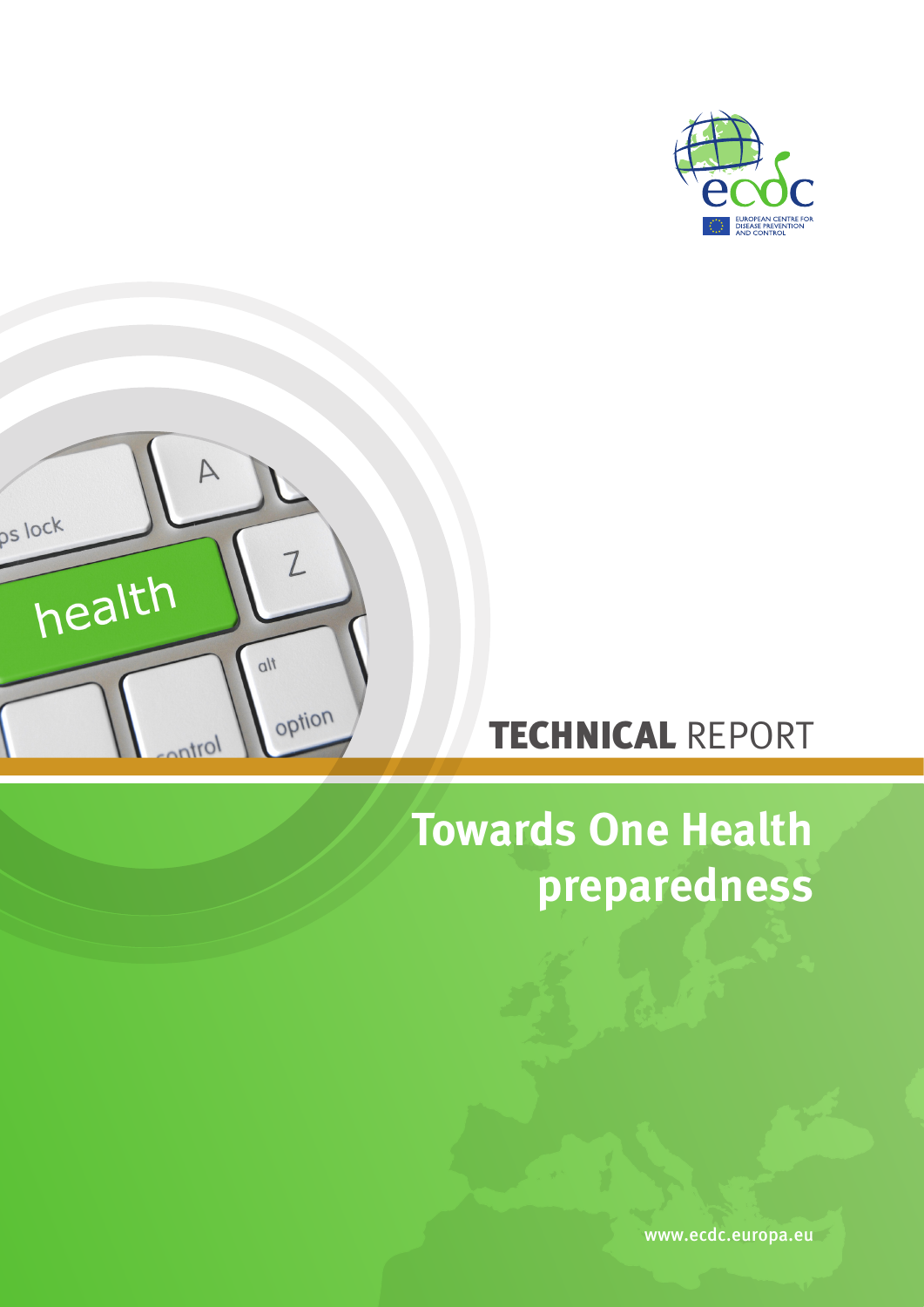TECHNICAL REPORT

# Towards One Health preparedness

www.ecdc.europa.eu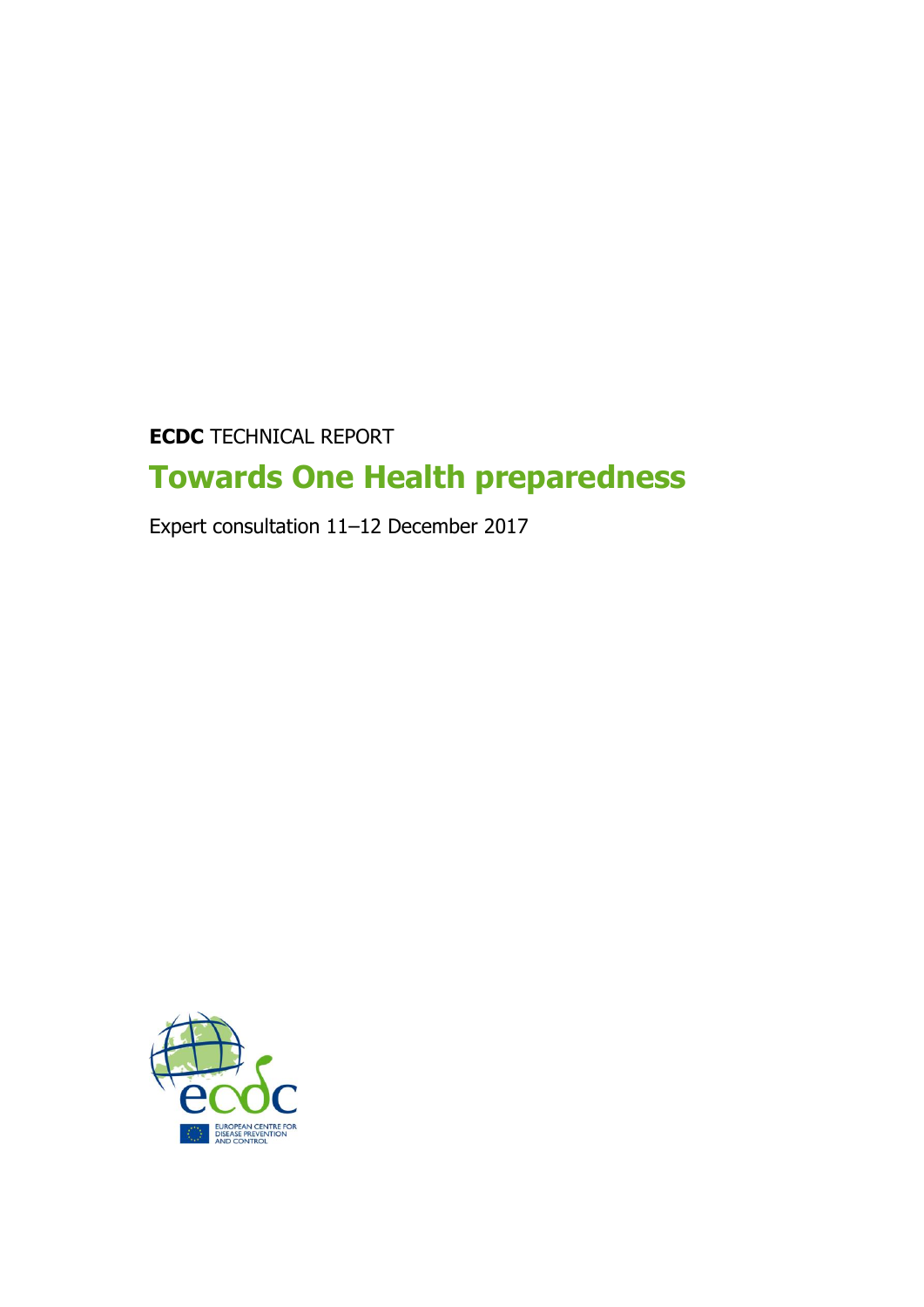**ECDC** TECHNICAL REPORT

# Towards One Health preparedness

Expert consultation 11–12 December 2017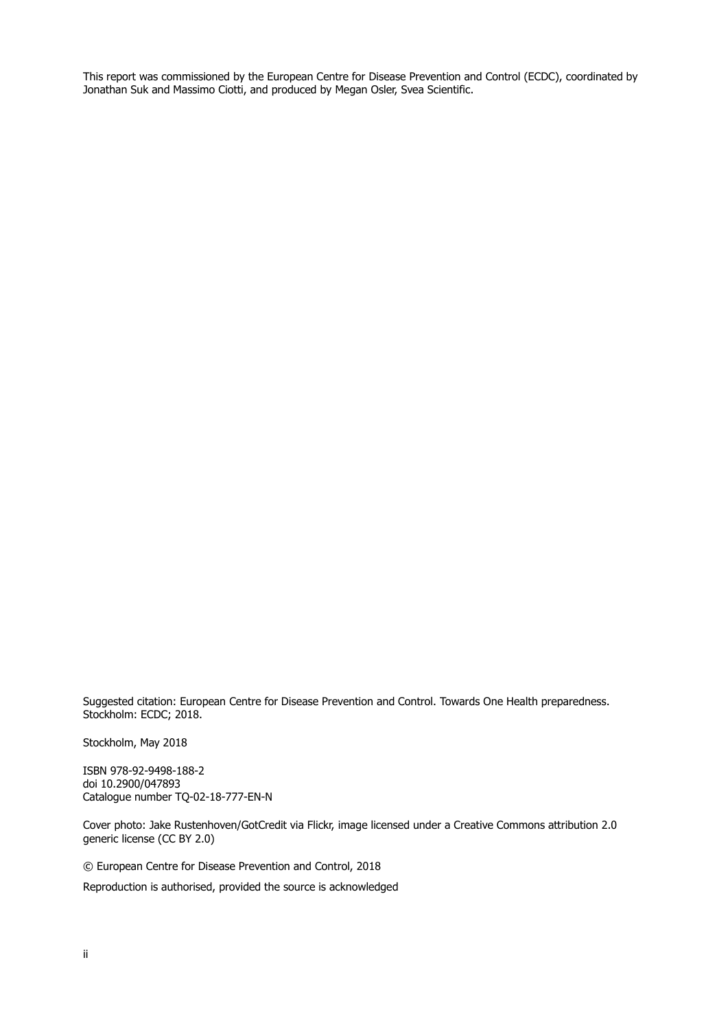This report was commissioned by the European Centre for Disease Prevention and Control (ECDC), coordinated by Jonathan Suk and Massimo Ciotti, and produced by Megan Osler, Svea Scientific.

Suggested citation: European Centre for Disease Prevention and Control. Towards One Health preparedness. Stockholm: ECDC; 2018.

Stockholm, May 2018

ISBN 978-92-9498-188-2
doi 10.2900/047893
Catalogue number TQ-02-18-777-EN-N

Cover photo: Jake Rustenhoven/GotCredit via Flickr, image licensed under a Creative Commons attribution 2.0 generic license (CC BY 2.0)

© European Centre for Disease Prevention and Control, 2018

Reproduction is authorised, provided the source is acknowledged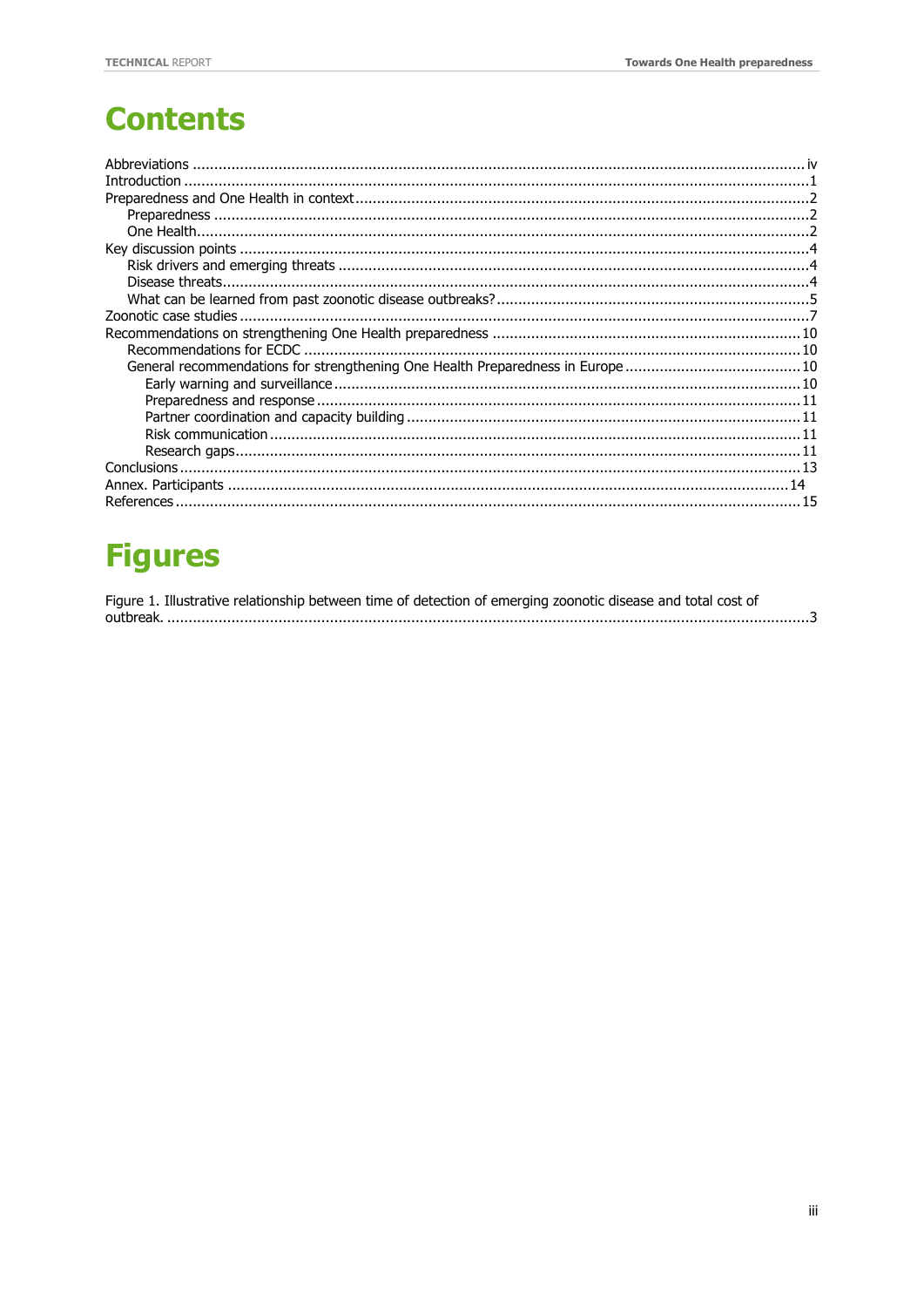# Contents

Abbreviations ..... iv
Introduction ..... 1
Preparedness and One Health in context ..... 2
  Preparedness ..... 2
  One Health ..... 2
Key discussion points ..... 4
  Risk drivers and emerging threats ..... 4
  Disease threats ..... 4
  What can be learned from past zoonotic disease outbreaks? ..... 5
Zoonotic case studies ..... 7
Recommendations on strengthening One Health preparedness ..... 10
  Recommendations for ECDC ..... 10
  General recommendations for strengthening One Health Preparedness in Europe ..... 10
    Early warning and surveillance ..... 10
    Preparedness and response ..... 11
    Partner coordination and capacity building ..... 11
    Risk communication ..... 11
    Research gaps ..... 11
Conclusions ..... 13
Annex. Participants ..... 14
References ..... 15

# Figures

Figure 1. Illustrative relationship between time of detection of emerging zoonotic disease and total cost of outbreak. ..... 3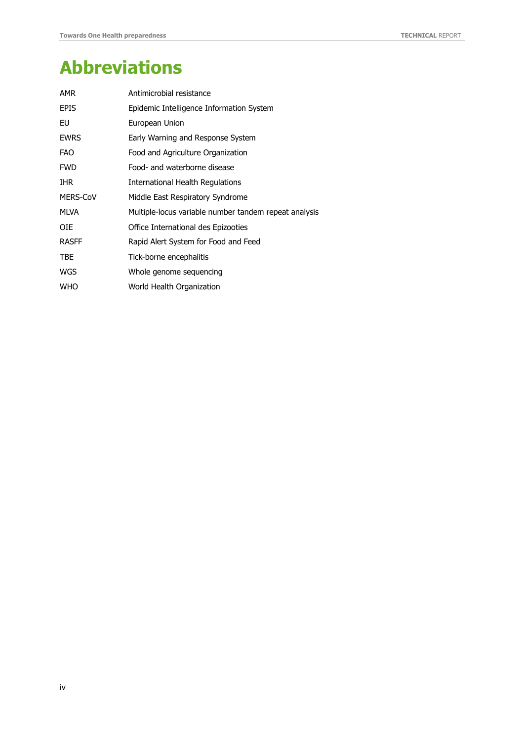# Abbreviations

| | |
|---|---|
| AMR | Antimicrobial resistance |
| EPIS | Epidemic Intelligence Information System |
| EU | European Union |
| EWRS | Early Warning and Response System |
| FAO | Food and Agriculture Organization |
| FWD | Food- and waterborne disease |
| IHR | International Health Regulations |
| MERS-CoV | Middle East Respiratory Syndrome |
| MLVA | Multiple-locus variable number tandem repeat analysis |
| OIE | Office International des Epizooties |
| RASFF | Rapid Alert System for Food and Feed |
| TBE | Tick-borne encephalitis |
| WGS | Whole genome sequencing |
| WHO | World Health Organization |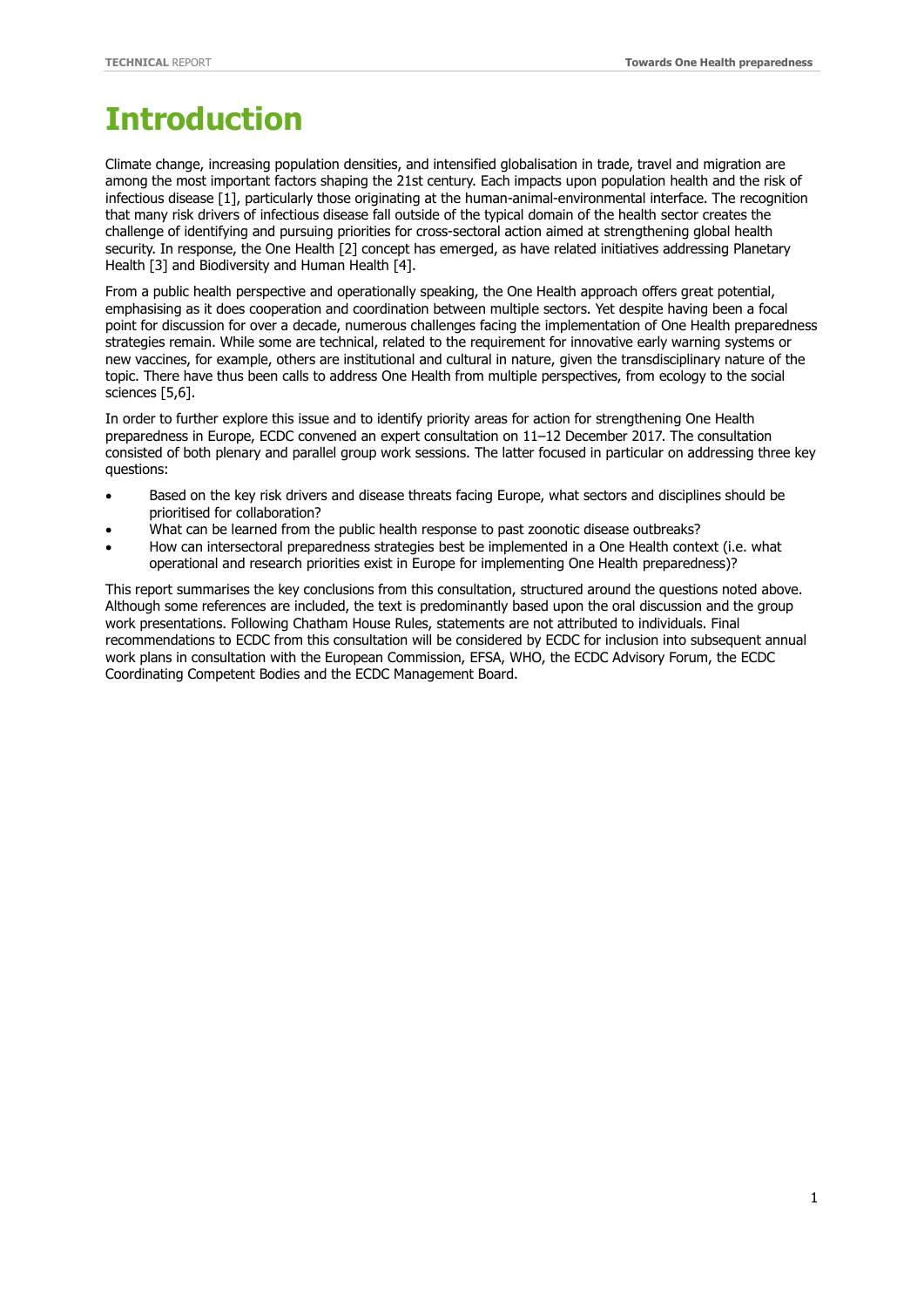# Introduction

Climate change, increasing population densities, and intensified globalisation in trade, travel and migration are among the most important factors shaping the 21st century. Each impacts upon population health and the risk of infectious disease [1], particularly those originating at the human-animal-environmental interface. The recognition that many risk drivers of infectious disease fall outside of the typical domain of the health sector creates the challenge of identifying and pursuing priorities for cross-sectoral action aimed at strengthening global health security. In response, the One Health [2] concept has emerged, as have related initiatives addressing Planetary Health [3] and Biodiversity and Human Health [4].

From a public health perspective and operationally speaking, the One Health approach offers great potential, emphasising as it does cooperation and coordination between multiple sectors. Yet despite having been a focal point for discussion for over a decade, numerous challenges facing the implementation of One Health preparedness strategies remain. While some are technical, related to the requirement for innovative early warning systems or new vaccines, for example, others are institutional and cultural in nature, given the transdisciplinary nature of the topic. There have thus been calls to address One Health from multiple perspectives, from ecology to the social sciences [5,6].

In order to further explore this issue and to identify priority areas for action for strengthening One Health preparedness in Europe, ECDC convened an expert consultation on 11–12 December 2017. The consultation consisted of both plenary and parallel group work sessions. The latter focused in particular on addressing three key questions:

- Based on the key risk drivers and disease threats facing Europe, what sectors and disciplines should be prioritised for collaboration?
- What can be learned from the public health response to past zoonotic disease outbreaks?
- How can intersectoral preparedness strategies best be implemented in a One Health context (i.e. what operational and research priorities exist in Europe for implementing One Health preparedness)?

This report summarises the key conclusions from this consultation, structured around the questions noted above. Although some references are included, the text is predominantly based upon the oral discussion and the group work presentations. Following Chatham House Rules, statements are not attributed to individuals. Final recommendations to ECDC from this consultation will be considered by ECDC for inclusion into subsequent annual work plans in consultation with the European Commission, EFSA, WHO, the ECDC Advisory Forum, the ECDC Coordinating Competent Bodies and the ECDC Management Board.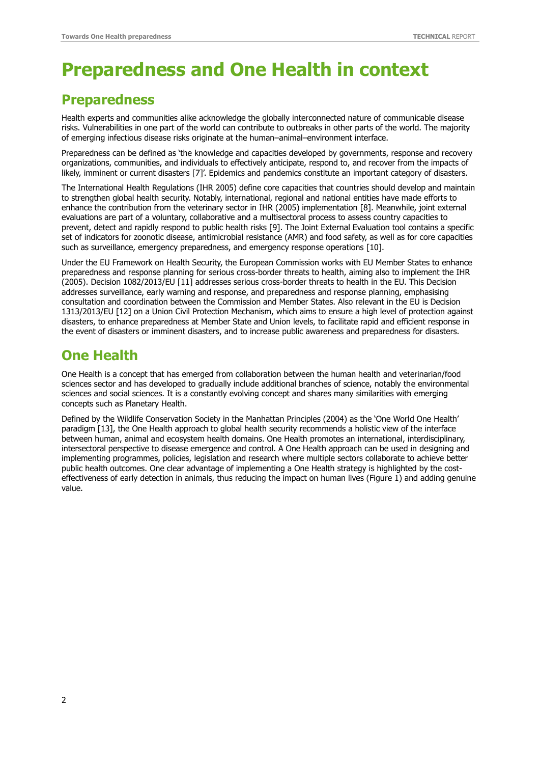# Preparedness and One Health in context

## Preparedness

Health experts and communities alike acknowledge the globally interconnected nature of communicable disease risks. Vulnerabilities in one part of the world can contribute to outbreaks in other parts of the world. The majority of emerging infectious disease risks originate at the human–animal–environment interface.

Preparedness can be defined as 'the knowledge and capacities developed by governments, response and recovery organizations, communities, and individuals to effectively anticipate, respond to, and recover from the impacts of likely, imminent or current disasters [7]'. Epidemics and pandemics constitute an important category of disasters.

The International Health Regulations (IHR 2005) define core capacities that countries should develop and maintain to strengthen global health security. Notably, international, regional and national entities have made efforts to enhance the contribution from the veterinary sector in IHR (2005) implementation [8]. Meanwhile, joint external evaluations are part of a voluntary, collaborative and a multisectoral process to assess country capacities to prevent, detect and rapidly respond to public health risks [9]. The Joint External Evaluation tool contains a specific set of indicators for zoonotic disease, antimicrobial resistance (AMR) and food safety, as well as for core capacities such as surveillance, emergency preparedness, and emergency response operations [10].

Under the EU Framework on Health Security, the European Commission works with EU Member States to enhance preparedness and response planning for serious cross-border threats to health, aiming also to implement the IHR (2005). Decision 1082/2013/EU [11] addresses serious cross-border threats to health in the EU. This Decision addresses surveillance, early warning and response, and preparedness and response planning, emphasising consultation and coordination between the Commission and Member States. Also relevant in the EU is Decision 1313/2013/EU [12] on a Union Civil Protection Mechanism, which aims to ensure a high level of protection against disasters, to enhance preparedness at Member State and Union levels, to facilitate rapid and efficient response in the event of disasters or imminent disasters, and to increase public awareness and preparedness for disasters.

## One Health

One Health is a concept that has emerged from collaboration between the human health and veterinarian/food sciences sector and has developed to gradually include additional branches of science, notably the environmental sciences and social sciences. It is a constantly evolving concept and shares many similarities with emerging concepts such as Planetary Health.

Defined by the Wildlife Conservation Society in the Manhattan Principles (2004) as the 'One World One Health' paradigm [13], the One Health approach to global health security recommends a holistic view of the interface between human, animal and ecosystem health domains. One Health promotes an international, interdisciplinary, intersectoral perspective to disease emergence and control. A One Health approach can be used in designing and implementing programmes, policies, legislation and research where multiple sectors collaborate to achieve better public health outcomes. One clear advantage of implementing a One Health strategy is highlighted by the cost-effectiveness of early detection in animals, thus reducing the impact on human lives (Figure 1) and adding genuine value.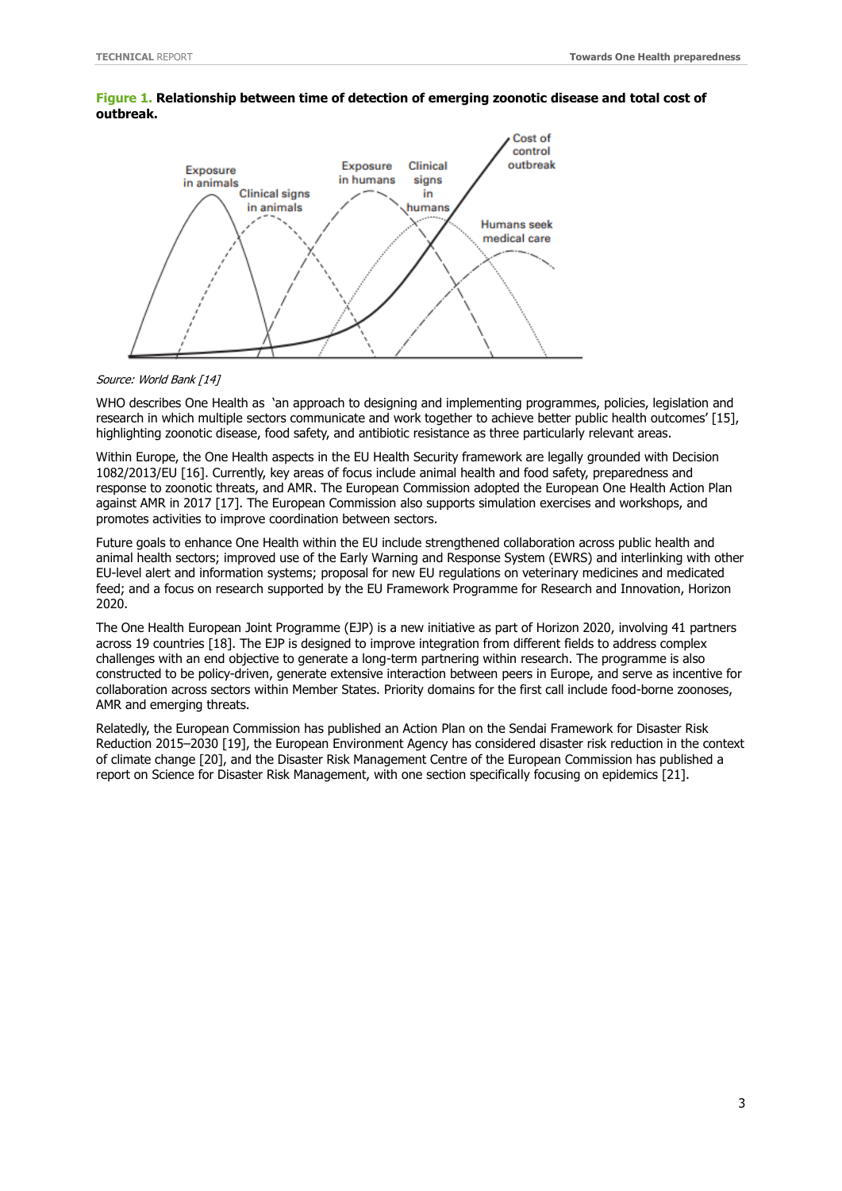**Figure 1. Relationship between time of detection of emerging zoonotic disease and total cost of outbreak.**

*Source: World Bank [14]*

WHO describes One Health as 'an approach to designing and implementing programmes, policies, legislation and research in which multiple sectors communicate and work together to achieve better public health outcomes' [15], highlighting zoonotic disease, food safety, and antibiotic resistance as three particularly relevant areas.

Within Europe, the One Health aspects in the EU Health Security framework are legally grounded with Decision 1082/2013/EU [16]. Currently, key areas of focus include animal health and food safety, preparedness and response to zoonotic threats, and AMR. The European Commission adopted the European One Health Action Plan against AMR in 2017 [17]. The European Commission also supports simulation exercises and workshops, and promotes activities to improve coordination between sectors.

Future goals to enhance One Health within the EU include strengthened collaboration across public health and animal health sectors; improved use of the Early Warning and Response System (EWRS) and interlinking with other EU-level alert and information systems; proposal for new EU regulations on veterinary medicines and medicated feed; and a focus on research supported by the EU Framework Programme for Research and Innovation, Horizon 2020.

The One Health European Joint Programme (EJP) is a new initiative as part of Horizon 2020, involving 41 partners across 19 countries [18]. The EJP is designed to improve integration from different fields to address complex challenges with an end objective to generate a long-term partnering within research. The programme is also constructed to be policy-driven, generate extensive interaction between peers in Europe, and serve as incentive for collaboration across sectors within Member States. Priority domains for the first call include food-borne zoonoses, AMR and emerging threats.

Relatedly, the European Commission has published an Action Plan on the Sendai Framework for Disaster Risk Reduction 2015–2030 [19], the European Environment Agency has considered disaster risk reduction in the context of climate change [20], and the Disaster Risk Management Centre of the European Commission has published a report on Science for Disaster Risk Management, with one section specifically focusing on epidemics [21].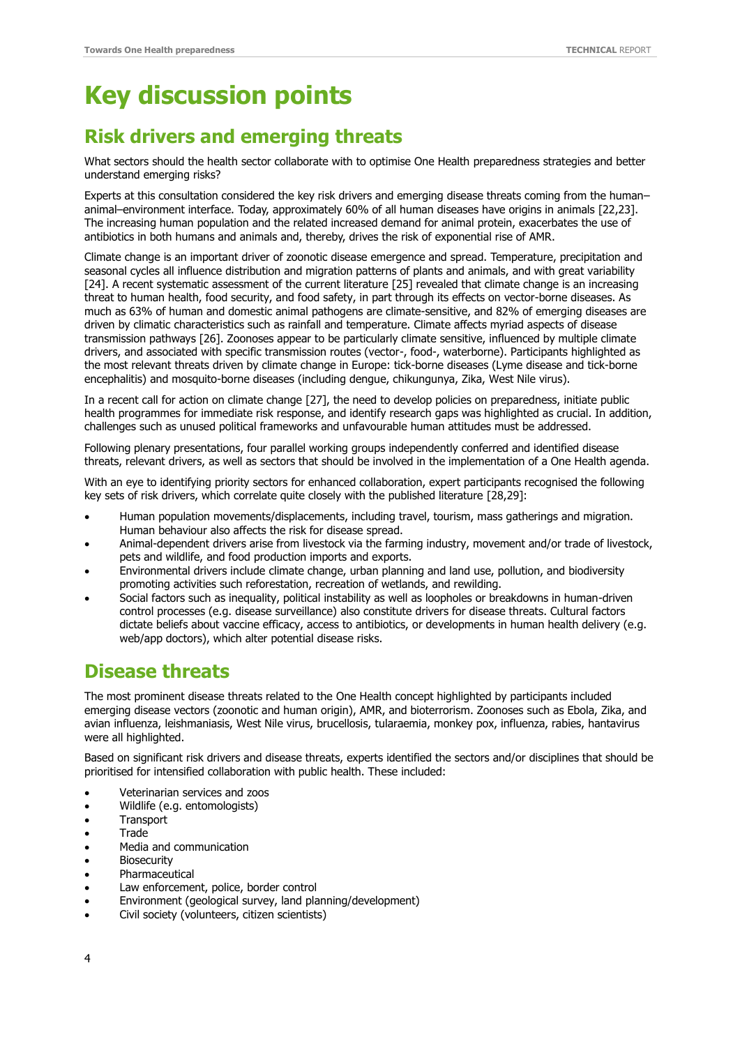# Key discussion points

## Risk drivers and emerging threats

What sectors should the health sector collaborate with to optimise One Health preparedness strategies and better understand emerging risks?

Experts at this consultation considered the key risk drivers and emerging disease threats coming from the human–animal–environment interface. Today, approximately 60% of all human diseases have origins in animals [22,23]. The increasing human population and the related increased demand for animal protein, exacerbates the use of antibiotics in both humans and animals and, thereby, drives the risk of exponential rise of AMR.

Climate change is an important driver of zoonotic disease emergence and spread. Temperature, precipitation and seasonal cycles all influence distribution and migration patterns of plants and animals, and with great variability [24]. A recent systematic assessment of the current literature [25] revealed that climate change is an increasing threat to human health, food security, and food safety, in part through its effects on vector-borne diseases. As much as 63% of human and domestic animal pathogens are climate-sensitive, and 82% of emerging diseases are driven by climatic characteristics such as rainfall and temperature. Climate affects myriad aspects of disease transmission pathways [26]. Zoonoses appear to be particularly climate sensitive, influenced by multiple climate drivers, and associated with specific transmission routes (vector-, food-, waterborne). Participants highlighted as the most relevant threats driven by climate change in Europe: tick-borne diseases (Lyme disease and tick-borne encephalitis) and mosquito-borne diseases (including dengue, chikungunya, Zika, West Nile virus).

In a recent call for action on climate change [27], the need to develop policies on preparedness, initiate public health programmes for immediate risk response, and identify research gaps was highlighted as crucial. In addition, challenges such as unused political frameworks and unfavourable human attitudes must be addressed.

Following plenary presentations, four parallel working groups independently conferred and identified disease threats, relevant drivers, as well as sectors that should be involved in the implementation of a One Health agenda.

With an eye to identifying priority sectors for enhanced collaboration, expert participants recognised the following key sets of risk drivers, which correlate quite closely with the published literature [28,29]:

- Human population movements/displacements, including travel, tourism, mass gatherings and migration. Human behaviour also affects the risk for disease spread.
- Animal-dependent drivers arise from livestock via the farming industry, movement and/or trade of livestock, pets and wildlife, and food production imports and exports.
- Environmental drivers include climate change, urban planning and land use, pollution, and biodiversity promoting activities such reforestation, recreation of wetlands, and rewilding.
- Social factors such as inequality, political instability as well as loopholes or breakdowns in human-driven control processes (e.g. disease surveillance) also constitute drivers for disease threats. Cultural factors dictate beliefs about vaccine efficacy, access to antibiotics, or developments in human health delivery (e.g. web/app doctors), which alter potential disease risks.

## Disease threats

The most prominent disease threats related to the One Health concept highlighted by participants included emerging disease vectors (zoonotic and human origin), AMR, and bioterrorism. Zoonoses such as Ebola, Zika, and avian influenza, leishmaniasis, West Nile virus, brucellosis, tularaemia, monkey pox, influenza, rabies, hantavirus were all highlighted.

Based on significant risk drivers and disease threats, experts identified the sectors and/or disciplines that should be prioritised for intensified collaboration with public health. These included:

- Veterinarian services and zoos
- Wildlife (e.g. entomologists)
- Transport
- Trade
- Media and communication
- Biosecurity
- Pharmaceutical
- Law enforcement, police, border control
- Environment (geological survey, land planning/development)
- Civil society (volunteers, citizen scientists)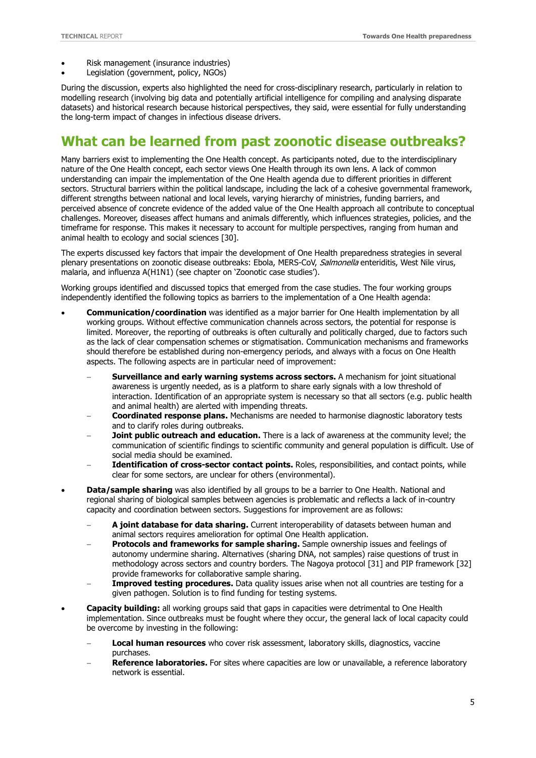- Risk management (insurance industries)
- Legislation (government, policy, NGOs)

During the discussion, experts also highlighted the need for cross-disciplinary research, particularly in relation to modelling research (involving big data and potentially artificial intelligence for compiling and analysing disparate datasets) and historical research because historical perspectives, they said, were essential for fully understanding the long-term impact of changes in infectious disease drivers.

# What can be learned from past zoonotic disease outbreaks?

Many barriers exist to implementing the One Health concept. As participants noted, due to the interdisciplinary nature of the One Health concept, each sector views One Health through its own lens. A lack of common understanding can impair the implementation of the One Health agenda due to different priorities in different sectors. Structural barriers within the political landscape, including the lack of a cohesive governmental framework, different strengths between national and local levels, varying hierarchy of ministries, funding barriers, and perceived absence of concrete evidence of the added value of the One Health approach all contribute to conceptual challenges. Moreover, diseases affect humans and animals differently, which influences strategies, policies, and the timeframe for response. This makes it necessary to account for multiple perspectives, ranging from human and animal health to ecology and social sciences [30].

The experts discussed key factors that impair the development of One Health preparedness strategies in several plenary presentations on zoonotic disease outbreaks: Ebola, MERS-CoV, *Salmonella* enteriditis, West Nile virus, malaria, and influenza A(H1N1) (see chapter on 'Zoonotic case studies').

Working groups identified and discussed topics that emerged from the case studies. The four working groups independently identified the following topics as barriers to the implementation of a One Health agenda:

- **Communication/coordination** was identified as a major barrier for One Health implementation by all working groups. Without effective communication channels across sectors, the potential for response is limited. Moreover, the reporting of outbreaks is often culturally and politically charged, due to factors such as the lack of clear compensation schemes or stigmatisation. Communication mechanisms and frameworks should therefore be established during non-emergency periods, and always with a focus on One Health aspects. The following aspects are in particular need of improvement:
  - **Surveillance and early warning systems across sectors.** A mechanism for joint situational awareness is urgently needed, as is a platform to share early signals with a low threshold of interaction. Identification of an appropriate system is necessary so that all sectors (e.g. public health and animal health) are alerted with impending threats.
  - **Coordinated response plans.** Mechanisms are needed to harmonise diagnostic laboratory tests and to clarify roles during outbreaks.
  - **Joint public outreach and education.** There is a lack of awareness at the community level; the communication of scientific findings to scientific community and general population is difficult. Use of social media should be examined.
  - **Identification of cross-sector contact points.** Roles, responsibilities, and contact points, while clear for some sectors, are unclear for others (environmental).
- **Data/sample sharing** was also identified by all groups to be a barrier to One Health. National and regional sharing of biological samples between agencies is problematic and reflects a lack of in-country capacity and coordination between sectors. Suggestions for improvement are as follows:
  - **A joint database for data sharing.** Current interoperability of datasets between human and animal sectors requires amelioration for optimal One Health application.
  - **Protocols and frameworks for sample sharing.** Sample ownership issues and feelings of autonomy undermine sharing. Alternatives (sharing DNA, not samples) raise questions of trust in methodology across sectors and country borders. The Nagoya protocol [31] and PIP framework [32] provide frameworks for collaborative sample sharing.
  - **Improved testing procedures.** Data quality issues arise when not all countries are testing for a given pathogen. Solution is to find funding for testing systems.
- **Capacity building:** all working groups said that gaps in capacities were detrimental to One Health implementation. Since outbreaks must be fought where they occur, the general lack of local capacity could be overcome by investing in the following:
  - **Local human resources** who cover risk assessment, laboratory skills, diagnostics, vaccine purchases.
  - **Reference laboratories.** For sites where capacities are low or unavailable, a reference laboratory network is essential.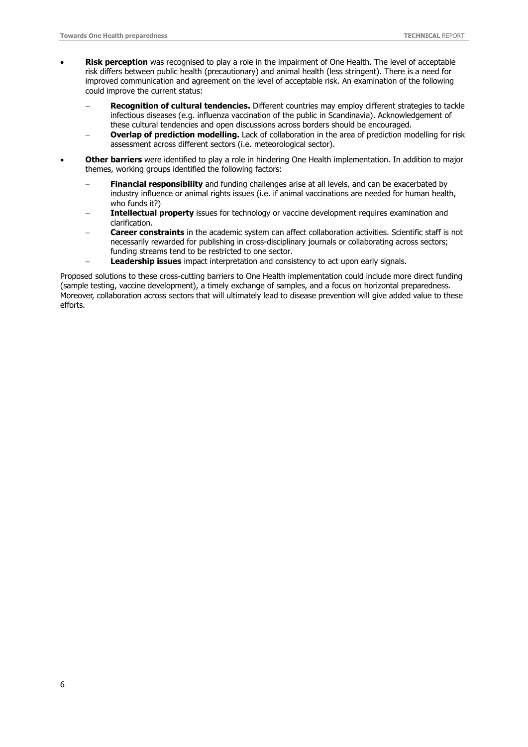- **Risk perception** was recognised to play a role in the impairment of One Health. The level of acceptable risk differs between public health (precautionary) and animal health (less stringent). There is a need for improved communication and agreement on the level of acceptable risk. An examination of the following could improve the current status:
  - **Recognition of cultural tendencies.** Different countries may employ different strategies to tackle infectious diseases (e.g. influenza vaccination of the public in Scandinavia). Acknowledgement of these cultural tendencies and open discussions across borders should be encouraged.
  - **Overlap of prediction modelling.** Lack of collaboration in the area of prediction modelling for risk assessment across different sectors (i.e. meteorological sector).
- **Other barriers** were identified to play a role in hindering One Health implementation. In addition to major themes, working groups identified the following factors:
  - **Financial responsibility** and funding challenges arise at all levels, and can be exacerbated by industry influence or animal rights issues (i.e. if animal vaccinations are needed for human health, who funds it?)
  - **Intellectual property** issues for technology or vaccine development requires examination and clarification.
  - **Career constraints** in the academic system can affect collaboration activities. Scientific staff is not necessarily rewarded for publishing in cross-disciplinary journals or collaborating across sectors; funding streams tend to be restricted to one sector.
  - **Leadership issues** impact interpretation and consistency to act upon early signals.

Proposed solutions to these cross-cutting barriers to One Health implementation could include more direct funding (sample testing, vaccine development), a timely exchange of samples, and a focus on horizontal preparedness. Moreover, collaboration across sectors that will ultimately lead to disease prevention will give added value to these efforts.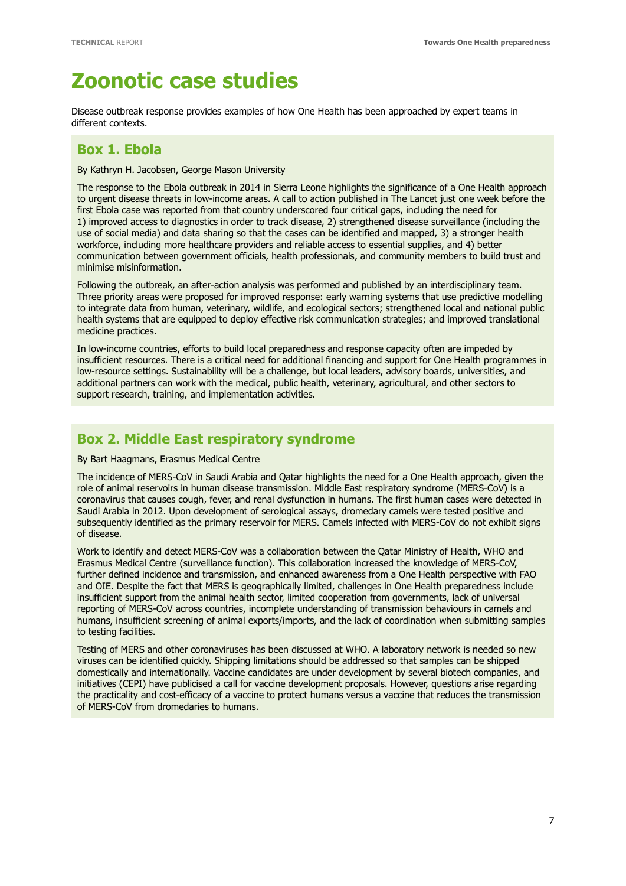# Zoonotic case studies

Disease outbreak response provides examples of how One Health has been approached by expert teams in different contexts.

## Box 1. Ebola

By Kathryn H. Jacobsen, George Mason University

The response to the Ebola outbreak in 2014 in Sierra Leone highlights the significance of a One Health approach to urgent disease threats in low-income areas. A call to action published in The Lancet just one week before the first Ebola case was reported from that country underscored four critical gaps, including the need for 1) improved access to diagnostics in order to track disease, 2) strengthened disease surveillance (including the use of social media) and data sharing so that the cases can be identified and mapped, 3) a stronger health workforce, including more healthcare providers and reliable access to essential supplies, and 4) better communication between government officials, health professionals, and community members to build trust and minimise misinformation.

Following the outbreak, an after-action analysis was performed and published by an interdisciplinary team. Three priority areas were proposed for improved response: early warning systems that use predictive modelling to integrate data from human, veterinary, wildlife, and ecological sectors; strengthened local and national public health systems that are equipped to deploy effective risk communication strategies; and improved translational medicine practices.

In low-income countries, efforts to build local preparedness and response capacity often are impeded by insufficient resources. There is a critical need for additional financing and support for One Health programmes in low-resource settings. Sustainability will be a challenge, but local leaders, advisory boards, universities, and additional partners can work with the medical, public health, veterinary, agricultural, and other sectors to support research, training, and implementation activities.

## Box 2. Middle East respiratory syndrome

By Bart Haagmans, Erasmus Medical Centre

The incidence of MERS-CoV in Saudi Arabia and Qatar highlights the need for a One Health approach, given the role of animal reservoirs in human disease transmission. Middle East respiratory syndrome (MERS-CoV) is a coronavirus that causes cough, fever, and renal dysfunction in humans. The first human cases were detected in Saudi Arabia in 2012. Upon development of serological assays, dromedary camels were tested positive and subsequently identified as the primary reservoir for MERS. Camels infected with MERS-CoV do not exhibit signs of disease.

Work to identify and detect MERS-CoV was a collaboration between the Qatar Ministry of Health, WHO and Erasmus Medical Centre (surveillance function). This collaboration increased the knowledge of MERS-CoV, further defined incidence and transmission, and enhanced awareness from a One Health perspective with FAO and OIE. Despite the fact that MERS is geographically limited, challenges in One Health preparedness include insufficient support from the animal health sector, limited cooperation from governments, lack of universal reporting of MERS-CoV across countries, incomplete understanding of transmission behaviours in camels and humans, insufficient screening of animal exports/imports, and the lack of coordination when submitting samples to testing facilities.

Testing of MERS and other coronaviruses has been discussed at WHO. A laboratory network is needed so new viruses can be identified quickly. Shipping limitations should be addressed so that samples can be shipped domestically and internationally. Vaccine candidates are under development by several biotech companies, and initiatives (CEPI) have publicised a call for vaccine development proposals. However, questions arise regarding the practicality and cost-efficacy of a vaccine to protect humans versus a vaccine that reduces the transmission of MERS-CoV from dromedaries to humans.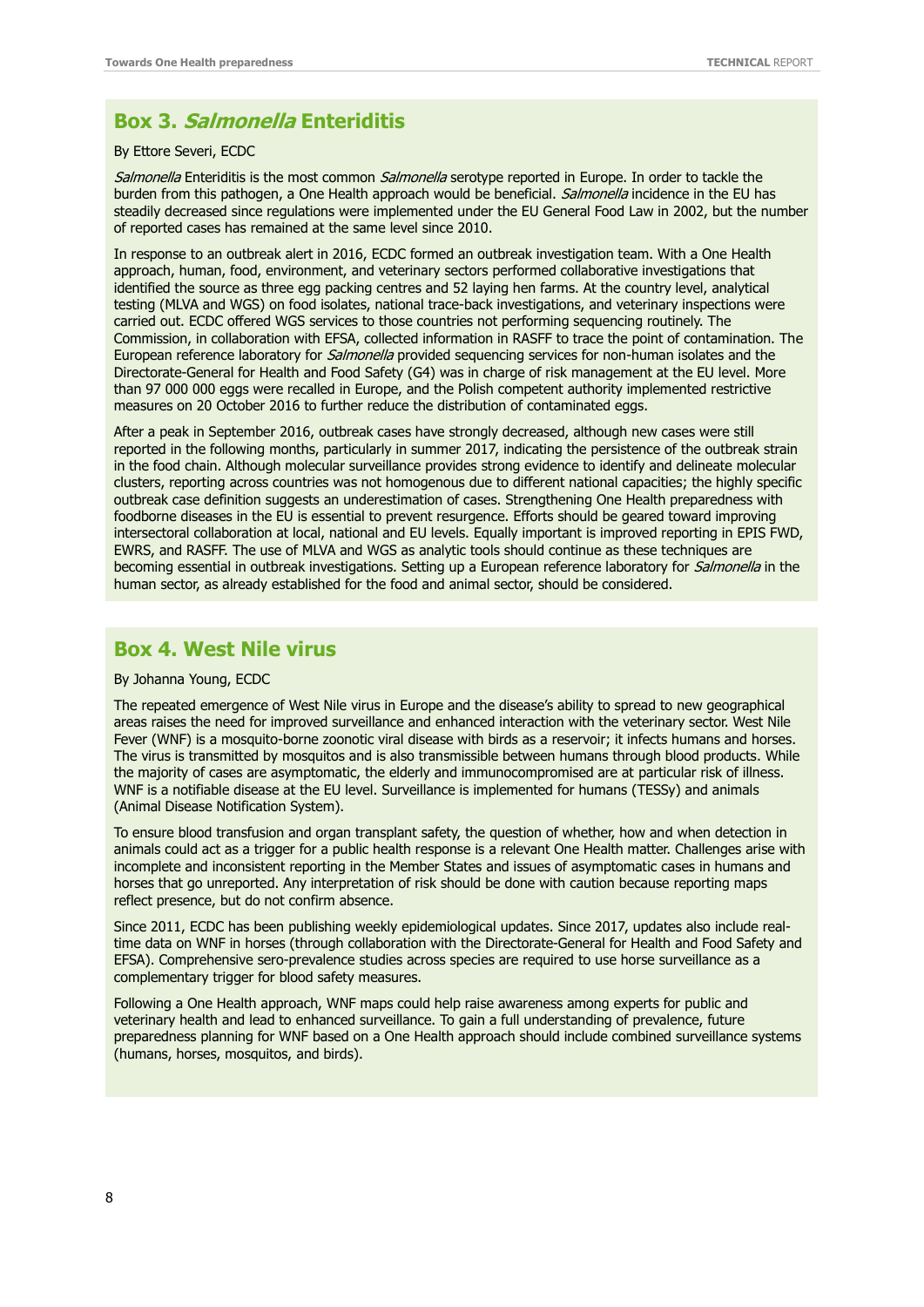## Box 3. *Salmonella* Enteriditis

By Ettore Severi, ECDC

*Salmonella* Enteriditis is the most common *Salmonella* serotype reported in Europe. In order to tackle the burden from this pathogen, a One Health approach would be beneficial. *Salmonella* incidence in the EU has steadily decreased since regulations were implemented under the EU General Food Law in 2002, but the number of reported cases has remained at the same level since 2010.

In response to an outbreak alert in 2016, ECDC formed an outbreak investigation team. With a One Health approach, human, food, environment, and veterinary sectors performed collaborative investigations that identified the source as three egg packing centres and 52 laying hen farms. At the country level, analytical testing (MLVA and WGS) on food isolates, national trace-back investigations, and veterinary inspections were carried out. ECDC offered WGS services to those countries not performing sequencing routinely. The Commission, in collaboration with EFSA, collected information in RASFF to trace the point of contamination. The European reference laboratory for *Salmonella* provided sequencing services for non-human isolates and the Directorate-General for Health and Food Safety (G4) was in charge of risk management at the EU level. More than 97 000 000 eggs were recalled in Europe, and the Polish competent authority implemented restrictive measures on 20 October 2016 to further reduce the distribution of contaminated eggs.

After a peak in September 2016, outbreak cases have strongly decreased, although new cases were still reported in the following months, particularly in summer 2017, indicating the persistence of the outbreak strain in the food chain. Although molecular surveillance provides strong evidence to identify and delineate molecular clusters, reporting across countries was not homogenous due to different national capacities; the highly specific outbreak case definition suggests an underestimation of cases. Strengthening One Health preparedness with foodborne diseases in the EU is essential to prevent resurgence. Efforts should be geared toward improving intersectoral collaboration at local, national and EU levels. Equally important is improved reporting in EPIS FWD, EWRS, and RASFF. The use of MLVA and WGS as analytic tools should continue as these techniques are becoming essential in outbreak investigations. Setting up a European reference laboratory for *Salmonella* in the human sector, as already established for the food and animal sector, should be considered.

## Box 4. West Nile virus

By Johanna Young, ECDC

The repeated emergence of West Nile virus in Europe and the disease's ability to spread to new geographical areas raises the need for improved surveillance and enhanced interaction with the veterinary sector. West Nile Fever (WNF) is a mosquito-borne zoonotic viral disease with birds as a reservoir; it infects humans and horses. The virus is transmitted by mosquitos and is also transmissible between humans through blood products. While the majority of cases are asymptomatic, the elderly and immunocompromised are at particular risk of illness. WNF is a notifiable disease at the EU level. Surveillance is implemented for humans (TESSy) and animals (Animal Disease Notification System).

To ensure blood transfusion and organ transplant safety, the question of whether, how and when detection in animals could act as a trigger for a public health response is a relevant One Health matter. Challenges arise with incomplete and inconsistent reporting in the Member States and issues of asymptomatic cases in humans and horses that go unreported. Any interpretation of risk should be done with caution because reporting maps reflect presence, but do not confirm absence.

Since 2011, ECDC has been publishing weekly epidemiological updates. Since 2017, updates also include real-time data on WNF in horses (through collaboration with the Directorate-General for Health and Food Safety and EFSA). Comprehensive sero-prevalence studies across species are required to use horse surveillance as a complementary trigger for blood safety measures.

Following a One Health approach, WNF maps could help raise awareness among experts for public and veterinary health and lead to enhanced surveillance. To gain a full understanding of prevalence, future preparedness planning for WNF based on a One Health approach should include combined surveillance systems (humans, horses, mosquitos, and birds).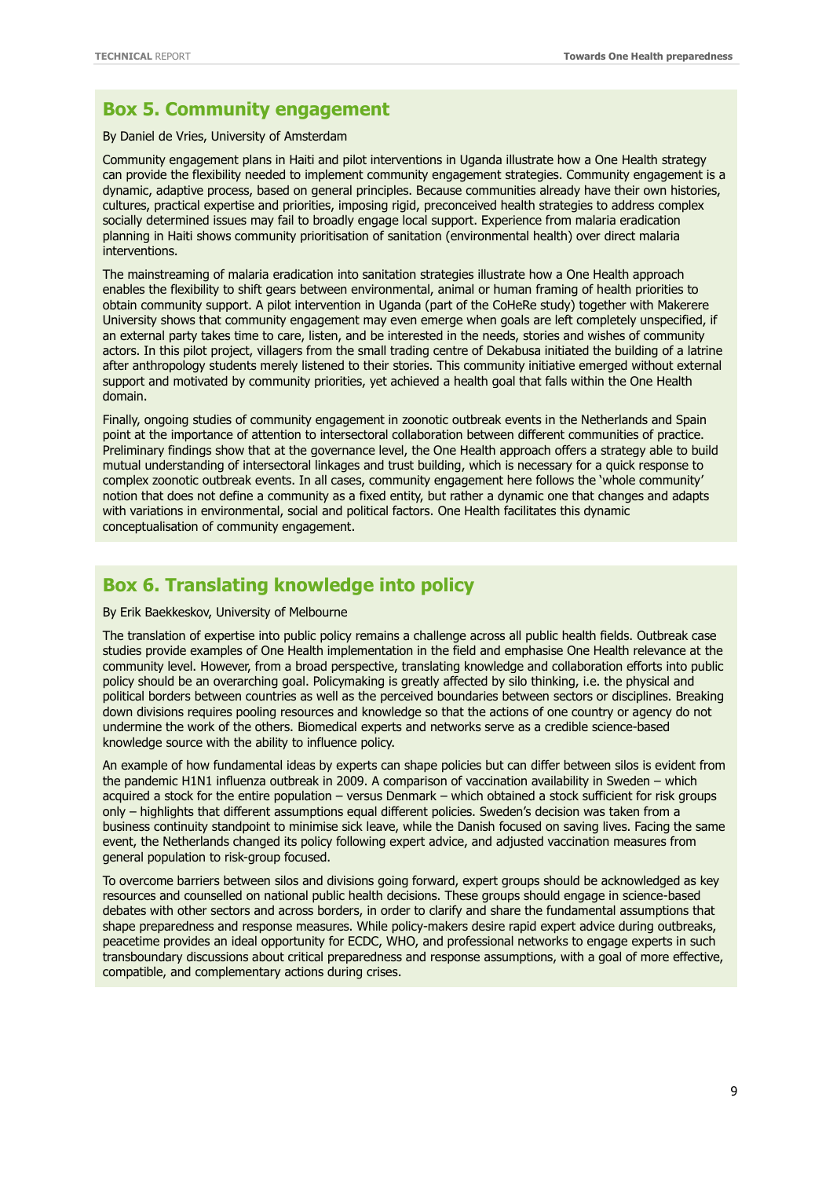## Box 5. Community engagement

By Daniel de Vries, University of Amsterdam

Community engagement plans in Haiti and pilot interventions in Uganda illustrate how a One Health strategy can provide the flexibility needed to implement community engagement strategies. Community engagement is a dynamic, adaptive process, based on general principles. Because communities already have their own histories, cultures, practical expertise and priorities, imposing rigid, preconceived health strategies to address complex socially determined issues may fail to broadly engage local support. Experience from malaria eradication planning in Haiti shows community prioritisation of sanitation (environmental health) over direct malaria interventions.

The mainstreaming of malaria eradication into sanitation strategies illustrate how a One Health approach enables the flexibility to shift gears between environmental, animal or human framing of health priorities to obtain community support. A pilot intervention in Uganda (part of the CoHeRe study) together with Makerere University shows that community engagement may even emerge when goals are left completely unspecified, if an external party takes time to care, listen, and be interested in the needs, stories and wishes of community actors. In this pilot project, villagers from the small trading centre of Dekabusa initiated the building of a latrine after anthropology students merely listened to their stories. This community initiative emerged without external support and motivated by community priorities, yet achieved a health goal that falls within the One Health domain.

Finally, ongoing studies of community engagement in zoonotic outbreak events in the Netherlands and Spain point at the importance of attention to intersectoral collaboration between different communities of practice. Preliminary findings show that at the governance level, the One Health approach offers a strategy able to build mutual understanding of intersectoral linkages and trust building, which is necessary for a quick response to complex zoonotic outbreak events. In all cases, community engagement here follows the 'whole community' notion that does not define a community as a fixed entity, but rather a dynamic one that changes and adapts with variations in environmental, social and political factors. One Health facilitates this dynamic conceptualisation of community engagement.

## Box 6. Translating knowledge into policy

By Erik Baekkeskov, University of Melbourne

The translation of expertise into public policy remains a challenge across all public health fields. Outbreak case studies provide examples of One Health implementation in the field and emphasise One Health relevance at the community level. However, from a broad perspective, translating knowledge and collaboration efforts into public policy should be an overarching goal. Policymaking is greatly affected by silo thinking, i.e. the physical and political borders between countries as well as the perceived boundaries between sectors or disciplines. Breaking down divisions requires pooling resources and knowledge so that the actions of one country or agency do not undermine the work of the others. Biomedical experts and networks serve as a credible science-based knowledge source with the ability to influence policy.

An example of how fundamental ideas by experts can shape policies but can differ between silos is evident from the pandemic H1N1 influenza outbreak in 2009. A comparison of vaccination availability in Sweden – which acquired a stock for the entire population – versus Denmark – which obtained a stock sufficient for risk groups only – highlights that different assumptions equal different policies. Sweden's decision was taken from a business continuity standpoint to minimise sick leave, while the Danish focused on saving lives. Facing the same event, the Netherlands changed its policy following expert advice, and adjusted vaccination measures from general population to risk-group focused.

To overcome barriers between silos and divisions going forward, expert groups should be acknowledged as key resources and counselled on national public health decisions. These groups should engage in science-based debates with other sectors and across borders, in order to clarify and share the fundamental assumptions that shape preparedness and response measures. While policy-makers desire rapid expert advice during outbreaks, peacetime provides an ideal opportunity for ECDC, WHO, and professional networks to engage experts in such transboundary discussions about critical preparedness and response assumptions, with a goal of more effective, compatible, and complementary actions during crises.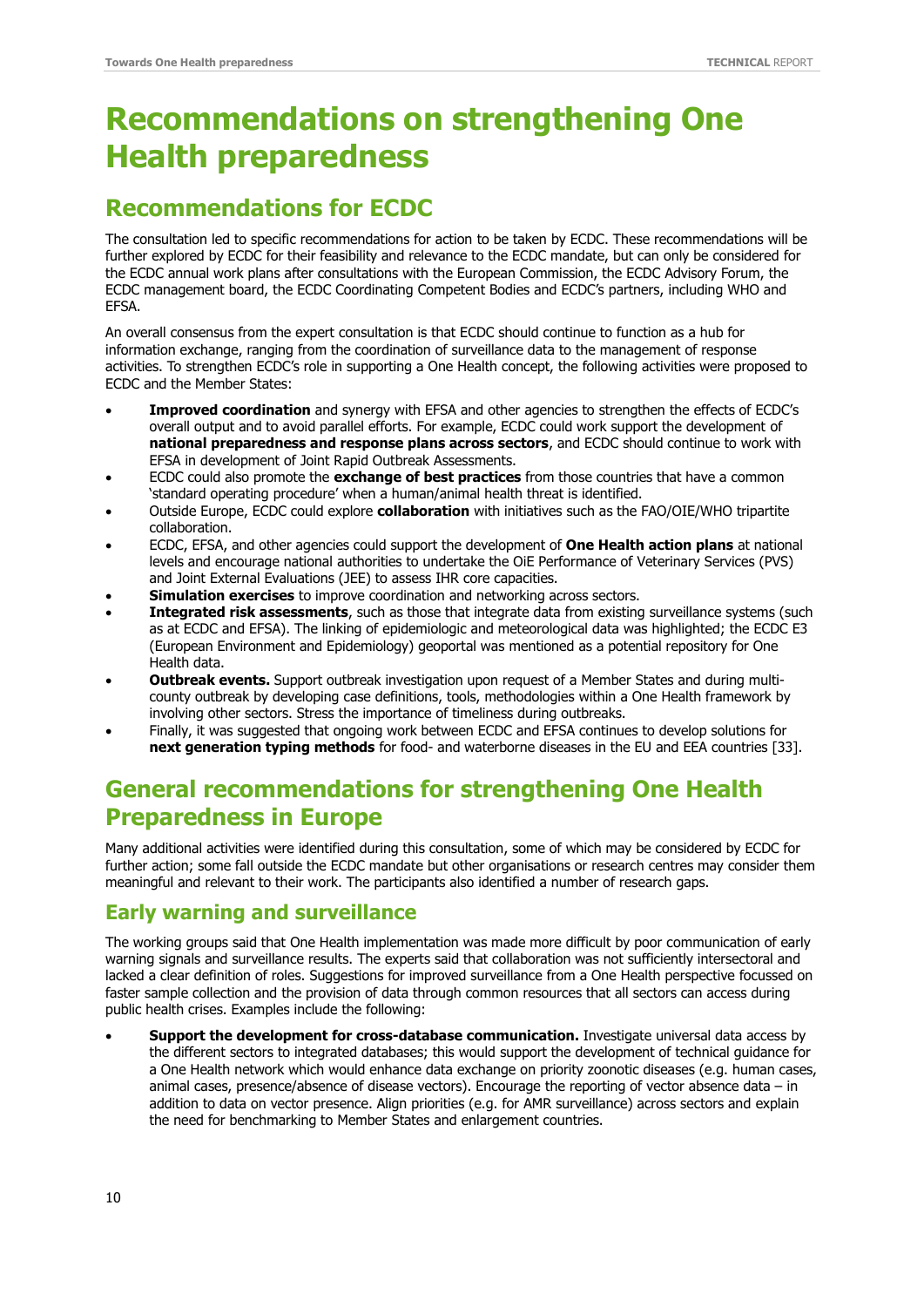# Recommendations on strengthening One Health preparedness

## Recommendations for ECDC

The consultation led to specific recommendations for action to be taken by ECDC. These recommendations will be further explored by ECDC for their feasibility and relevance to the ECDC mandate, but can only be considered for the ECDC annual work plans after consultations with the European Commission, the ECDC Advisory Forum, the ECDC management board, the ECDC Coordinating Competent Bodies and ECDC's partners, including WHO and EFSA.

An overall consensus from the expert consultation is that ECDC should continue to function as a hub for information exchange, ranging from the coordination of surveillance data to the management of response activities. To strengthen ECDC's role in supporting a One Health concept, the following activities were proposed to ECDC and the Member States:

- **Improved coordination** and synergy with EFSA and other agencies to strengthen the effects of ECDC's overall output and to avoid parallel efforts. For example, ECDC could work support the development of **national preparedness and response plans across sectors**, and ECDC should continue to work with EFSA in development of Joint Rapid Outbreak Assessments.
- ECDC could also promote the **exchange of best practices** from those countries that have a common 'standard operating procedure' when a human/animal health threat is identified.
- Outside Europe, ECDC could explore **collaboration** with initiatives such as the FAO/OIE/WHO tripartite collaboration.
- ECDC, EFSA, and other agencies could support the development of **One Health action plans** at national levels and encourage national authorities to undertake the OiE Performance of Veterinary Services (PVS) and Joint External Evaluations (JEE) to assess IHR core capacities.
- **Simulation exercises** to improve coordination and networking across sectors.
- **Integrated risk assessments**, such as those that integrate data from existing surveillance systems (such as at ECDC and EFSA). The linking of epidemiologic and meteorological data was highlighted; the ECDC E3 (European Environment and Epidemiology) geoportal was mentioned as a potential repository for One Health data.
- **Outbreak events.** Support outbreak investigation upon request of a Member States and during multi-county outbreak by developing case definitions, tools, methodologies within a One Health framework by involving other sectors. Stress the importance of timeliness during outbreaks.
- Finally, it was suggested that ongoing work between ECDC and EFSA continues to develop solutions for **next generation typing methods** for food- and waterborne diseases in the EU and EEA countries [33].

## General recommendations for strengthening One Health Preparedness in Europe

Many additional activities were identified during this consultation, some of which may be considered by ECDC for further action; some fall outside the ECDC mandate but other organisations or research centres may consider them meaningful and relevant to their work. The participants also identified a number of research gaps.

### Early warning and surveillance

The working groups said that One Health implementation was made more difficult by poor communication of early warning signals and surveillance results. The experts said that collaboration was not sufficiently intersectoral and lacked a clear definition of roles. Suggestions for improved surveillance from a One Health perspective focussed on faster sample collection and the provision of data through common resources that all sectors can access during public health crises. Examples include the following:

- **Support the development for cross-database communication.** Investigate universal data access by the different sectors to integrated databases; this would support the development of technical guidance for a One Health network which would enhance data exchange on priority zoonotic diseases (e.g. human cases, animal cases, presence/absence of disease vectors). Encourage the reporting of vector absence data – in addition to data on vector presence. Align priorities (e.g. for AMR surveillance) across sectors and explain the need for benchmarking to Member States and enlargement countries.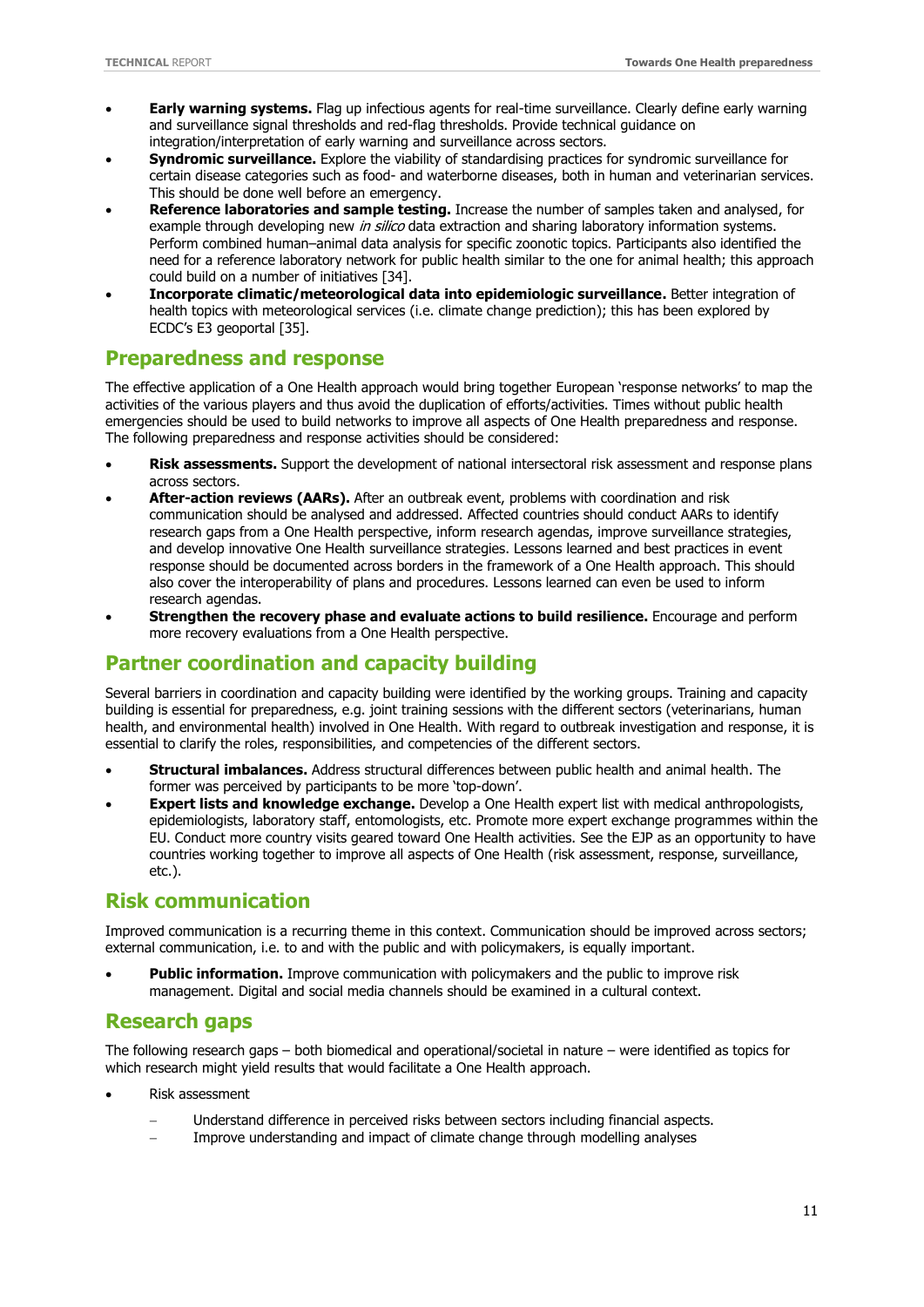- **Early warning systems.** Flag up infectious agents for real-time surveillance. Clearly define early warning and surveillance signal thresholds and red-flag thresholds. Provide technical guidance on integration/interpretation of early warning and surveillance across sectors.
- **Syndromic surveillance.** Explore the viability of standardising practices for syndromic surveillance for certain disease categories such as food- and waterborne diseases, both in human and veterinarian services. This should be done well before an emergency.
- **Reference laboratories and sample testing.** Increase the number of samples taken and analysed, for example through developing new *in silico* data extraction and sharing laboratory information systems. Perform combined human–animal data analysis for specific zoonotic topics. Participants also identified the need for a reference laboratory network for public health similar to the one for animal health; this approach could build on a number of initiatives [34].
- **Incorporate climatic/meteorological data into epidemiologic surveillance.** Better integration of health topics with meteorological services (i.e. climate change prediction); this has been explored by ECDC's E3 geoportal [35].

## Preparedness and response

The effective application of a One Health approach would bring together European 'response networks' to map the activities of the various players and thus avoid the duplication of efforts/activities. Times without public health emergencies should be used to build networks to improve all aspects of One Health preparedness and response. The following preparedness and response activities should be considered:

- **Risk assessments.** Support the development of national intersectoral risk assessment and response plans across sectors.
- **After-action reviews (AARs).** After an outbreak event, problems with coordination and risk communication should be analysed and addressed. Affected countries should conduct AARs to identify research gaps from a One Health perspective, inform research agendas, improve surveillance strategies, and develop innovative One Health surveillance strategies. Lessons learned and best practices in event response should be documented across borders in the framework of a One Health approach. This should also cover the interoperability of plans and procedures. Lessons learned can even be used to inform research agendas.
- **Strengthen the recovery phase and evaluate actions to build resilience.** Encourage and perform more recovery evaluations from a One Health perspective.

## Partner coordination and capacity building

Several barriers in coordination and capacity building were identified by the working groups. Training and capacity building is essential for preparedness, e.g. joint training sessions with the different sectors (veterinarians, human health, and environmental health) involved in One Health. With regard to outbreak investigation and response, it is essential to clarify the roles, responsibilities, and competencies of the different sectors.

- **Structural imbalances.** Address structural differences between public health and animal health. The former was perceived by participants to be more 'top-down'.
- **Expert lists and knowledge exchange.** Develop a One Health expert list with medical anthropologists, epidemiologists, laboratory staff, entomologists, etc. Promote more expert exchange programmes within the EU. Conduct more country visits geared toward One Health activities. See the EJP as an opportunity to have countries working together to improve all aspects of One Health (risk assessment, response, surveillance, etc.).

## Risk communication

Improved communication is a recurring theme in this context. Communication should be improved across sectors; external communication, i.e. to and with the public and with policymakers, is equally important.

- **Public information.** Improve communication with policymakers and the public to improve risk management. Digital and social media channels should be examined in a cultural context.

## Research gaps

The following research gaps – both biomedical and operational/societal in nature – were identified as topics for which research might yield results that would facilitate a One Health approach.

- Risk assessment
  - Understand difference in perceived risks between sectors including financial aspects.
  - Improve understanding and impact of climate change through modelling analyses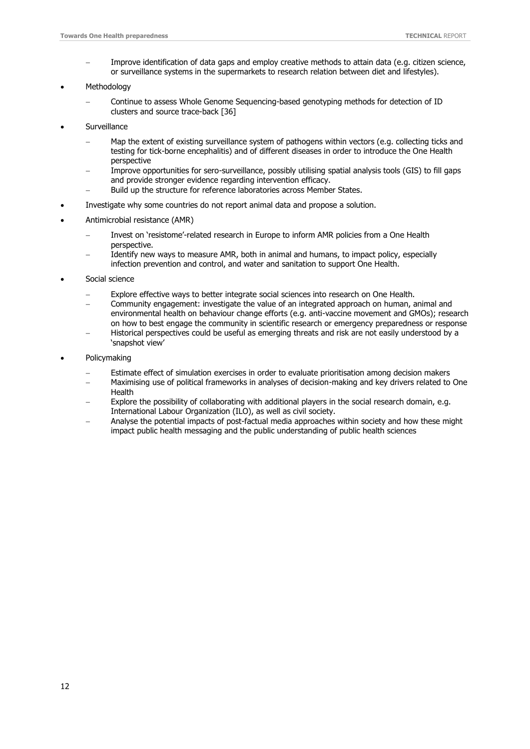- Improve identification of data gaps and employ creative methods to attain data (e.g. citizen science, or surveillance systems in the supermarkets to research relation between diet and lifestyles).
- Methodology
  - Continue to assess Whole Genome Sequencing-based genotyping methods for detection of ID clusters and source trace-back [36]
- Surveillance
  - Map the extent of existing surveillance system of pathogens within vectors (e.g. collecting ticks and testing for tick-borne encephalitis) and of different diseases in order to introduce the One Health perspective
  - Improve opportunities for sero-surveillance, possibly utilising spatial analysis tools (GIS) to fill gaps and provide stronger evidence regarding intervention efficacy.
  - Build up the structure for reference laboratories across Member States.
- Investigate why some countries do not report animal data and propose a solution.
- Antimicrobial resistance (AMR)
  - Invest on 'resistome'-related research in Europe to inform AMR policies from a One Health perspective.
  - Identify new ways to measure AMR, both in animal and humans, to impact policy, especially infection prevention and control, and water and sanitation to support One Health.
- Social science
  - Explore effective ways to better integrate social sciences into research on One Health.
  - Community engagement: investigate the value of an integrated approach on human, animal and environmental health on behaviour change efforts (e.g. anti-vaccine movement and GMOs); research on how to best engage the community in scientific research or emergency preparedness or response
  - Historical perspectives could be useful as emerging threats and risk are not easily understood by a 'snapshot view'
- Policymaking
  - Estimate effect of simulation exercises in order to evaluate prioritisation among decision makers
  - Maximising use of political frameworks in analyses of decision-making and key drivers related to One Health
  - Explore the possibility of collaborating with additional players in the social research domain, e.g. International Labour Organization (ILO), as well as civil society.
  - Analyse the potential impacts of post-factual media approaches within society and how these might impact public health messaging and the public understanding of public health sciences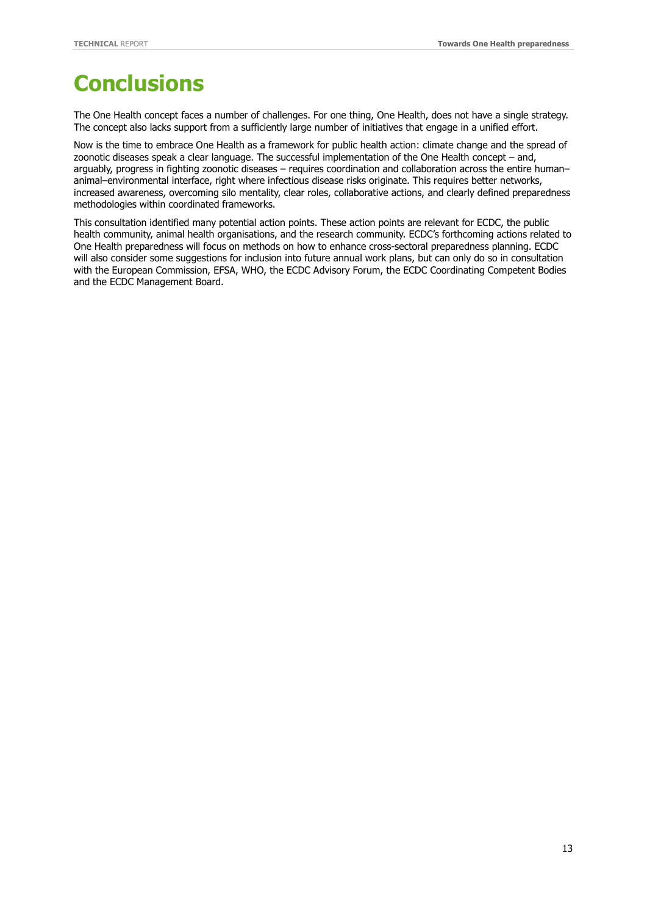# Conclusions

The One Health concept faces a number of challenges. For one thing, One Health, does not have a single strategy. The concept also lacks support from a sufficiently large number of initiatives that engage in a unified effort.

Now is the time to embrace One Health as a framework for public health action: climate change and the spread of zoonotic diseases speak a clear language. The successful implementation of the One Health concept – and, arguably, progress in fighting zoonotic diseases – requires coordination and collaboration across the entire human–animal–environmental interface, right where infectious disease risks originate. This requires better networks, increased awareness, overcoming silo mentality, clear roles, collaborative actions, and clearly defined preparedness methodologies within coordinated frameworks.

This consultation identified many potential action points. These action points are relevant for ECDC, the public health community, animal health organisations, and the research community. ECDC's forthcoming actions related to One Health preparedness will focus on methods on how to enhance cross-sectoral preparedness planning. ECDC will also consider some suggestions for inclusion into future annual work plans, but can only do so in consultation with the European Commission, EFSA, WHO, the ECDC Advisory Forum, the ECDC Coordinating Competent Bodies and the ECDC Management Board.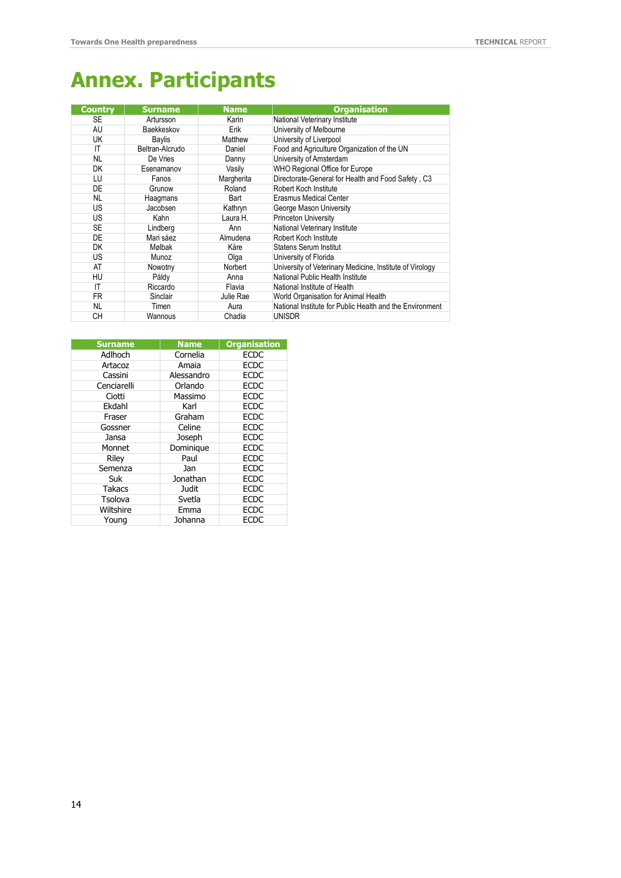# Annex. Participants

| Country | Surname | Name | Organisation |
|---|---|---|---|
| SE | Artursson | Karin | National Veterinary Institute |
| AU | Baekkeskov | Erik | University of Melbourne |
| UK | Baylis | Matthew | University of Liverpool |
| IT | Beltran-Alcrudo | Daniel | Food and Agriculture Organization of the UN |
| NL | De Vries | Danny | University of Amsterdam |
| DK | Esenamanov | Vasily | WHO Regional Office for Europe |
| LU | Fanos | Margherita | Directorate-General for Health and Food Safety , C3 |
| DE | Grunow | Roland | Robert Koch Institute |
| NL | Haagmans | Bart | Erasmus Medical Center |
| US | Jacobsen | Kathryn | George Mason University |
| US | Kahn | Laura H. | Princeton University |
| SE | Lindberg | Ann | National Veterinary Institute |
| DE | Mari sáez | Almudena | Robert Koch Institute |
| DK | Mølbak | Kåre | Statens Serum Institut |
| US | Munoz | Olga | University of Florida |
| AT | Nowotny | Norbert | University of Veterinary Medicine, Institute of Virology |
| HU | Páldy | Anna | National Public Health Institute |
| IT | Riccardo | Flavia | National Institute of Health |
| FR | Sinclair | Julie Rae | World Organisation for Animal Health |
| NL | Timen | Aura | National Institute for Public Health and the Environment |
| CH | Wannous | Chadia | UNISDR |

| Surname | Name | Organisation |
|---|---|---|
| Adlhoch | Cornelia | ECDC |
| Artacoz | Amaia | ECDC |
| Cassini | Alessandro | ECDC |
| Cenciarelli | Orlando | ECDC |
| Ciotti | Massimo | ECDC |
| Ekdahl | Karl | ECDC |
| Fraser | Graham | ECDC |
| Gossner | Celine | ECDC |
| Jansa | Joseph | ECDC |
| Monnet | Dominique | ECDC |
| Riley | Paul | ECDC |
| Semenza | Jan | ECDC |
| Suk | Jonathan | ECDC |
| Takacs | Judit | ECDC |
| Tsolova | Svetla | ECDC |
| Wiltshire | Emma | ECDC |
| Young | Johanna | ECDC |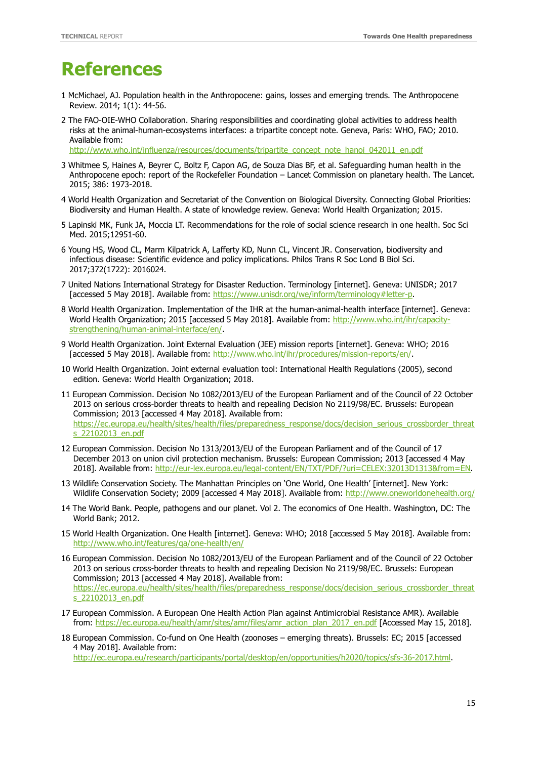# References

1 McMichael, AJ. Population health in the Anthropocene: gains, losses and emerging trends. The Anthropocene Review. 2014; 1(1): 44-56.

2 The FAO-OIE-WHO Collaboration. Sharing responsibilities and coordinating global activities to address health risks at the animal-human-ecosystems interfaces: a tripartite concept note. Geneva, Paris: WHO, FAO; 2010. Available from: http://www.who.int/influenza/resources/documents/tripartite_concept_note_hanoi_042011_en.pdf

3 Whitmee S, Haines A, Beyrer C, Boltz F, Capon AG, de Souza Dias BF, et al. Safeguarding human health in the Anthropocene epoch: report of the Rockefeller Foundation – Lancet Commission on planetary health. The Lancet. 2015; 386: 1973-2018.

4 World Health Organization and Secretariat of the Convention on Biological Diversity. Connecting Global Priorities: Biodiversity and Human Health. A state of knowledge review. Geneva: World Health Organization; 2015.

5 Lapinski MK, Funk JA, Moccia LT. Recommendations for the role of social science research in one health. Soc Sci Med. 2015;12951-60.

6 Young HS, Wood CL, Marm Kilpatrick A, Lafferty KD, Nunn CL, Vincent JR. Conservation, biodiversity and infectious disease: Scientific evidence and policy implications. Philos Trans R Soc Lond B Biol Sci. 2017;372(1722): 2016024.

7 United Nations International Strategy for Disaster Reduction. Terminology [internet]. Geneva: UNISDR; 2017 [accessed 5 May 2018]. Available from: https://www.unisdr.org/we/inform/terminology#letter-p.

8 World Health Organization. Implementation of the IHR at the human-animal-health interface [internet]. Geneva: World Health Organization; 2015 [accessed 5 May 2018]. Available from: http://www.who.int/ihr/capacity-strengthening/human-animal-interface/en/.

9 World Health Organization. Joint External Evaluation (JEE) mission reports [internet]. Geneva: WHO; 2016 [accessed 5 May 2018]. Available from: http://www.who.int/ihr/procedures/mission-reports/en/.

10 World Health Organization. Joint external evaluation tool: International Health Regulations (2005), second edition. Geneva: World Health Organization; 2018.

11 European Commission. Decision No 1082/2013/EU of the European Parliament and of the Council of 22 October 2013 on serious cross-border threats to health and repealing Decision No 2119/98/EC. Brussels: European Commission; 2013 [accessed 4 May 2018]. Available from: https://ec.europa.eu/health/sites/health/files/preparedness_response/docs/decision_serious_crossborder_threats_22102013_en.pdf

12 European Commission. Decision No 1313/2013/EU of the European Parliament and of the Council of 17 December 2013 on union civil protection mechanism. Brussels: European Commission; 2013 [accessed 4 May 2018]. Available from: http://eur-lex.europa.eu/legal-content/EN/TXT/PDF/?uri=CELEX:32013D1313&from=EN.

13 Wildlife Conservation Society. The Manhattan Principles on 'One World, One Health' [internet]. New York: Wildlife Conservation Society; 2009 [accessed 4 May 2018]. Available from: http://www.oneworldonehealth.org/

14 The World Bank. People, pathogens and our planet. Vol 2. The economics of One Health. Washington, DC: The World Bank; 2012.

15 World Health Organization. One Health [internet]. Geneva: WHO; 2018 [accessed 5 May 2018]. Available from: http://www.who.int/features/qa/one-health/en/

16 European Commission. Decision No 1082/2013/EU of the European Parliament and of the Council of 22 October 2013 on serious cross-border threats to health and repealing Decision No 2119/98/EC. Brussels: European Commission; 2013 [accessed 4 May 2018]. Available from: https://ec.europa.eu/health/sites/health/files/preparedness_response/docs/decision_serious_crossborder_threats_22102013_en.pdf

17 European Commission. A European One Health Action Plan against Antimicrobial Resistance AMR). Available from: https://ec.europa.eu/health/amr/sites/amr/files/amr_action_plan_2017_en.pdf [Accessed May 15, 2018].

18 European Commission. Co-fund on One Health (zoonoses – emerging threats). Brussels: EC; 2015 [accessed 4 May 2018]. Available from: http://ec.europa.eu/research/participants/portal/desktop/en/opportunities/h2020/topics/sfs-36-2017.html.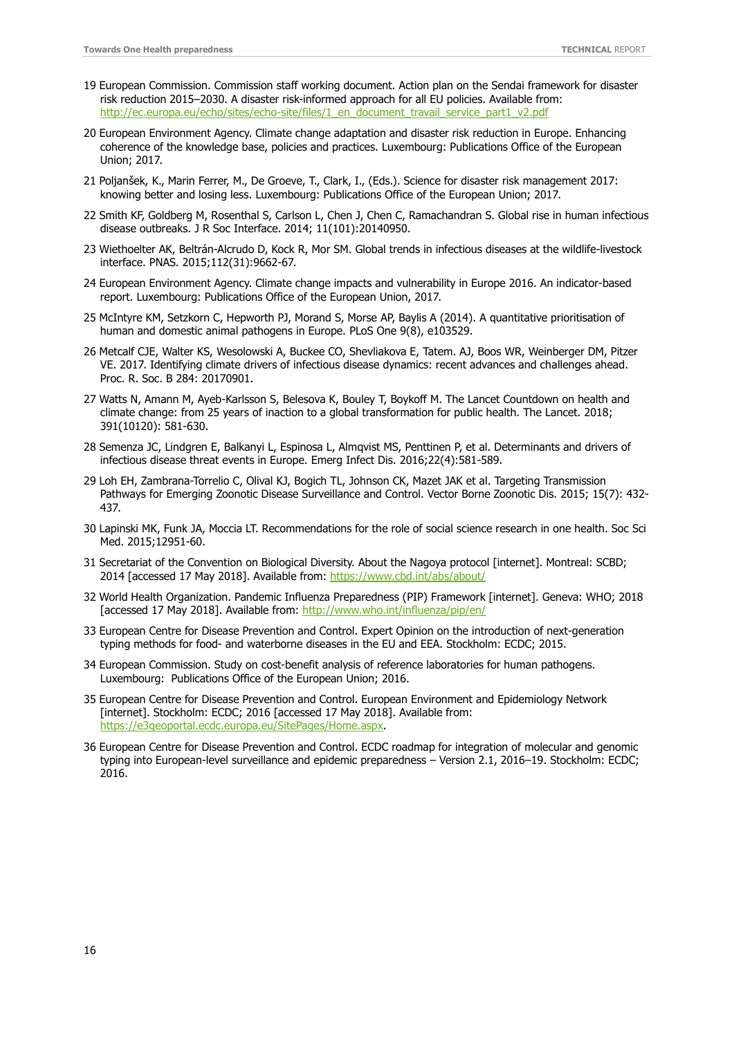19 European Commission. Commission staff working document. Action plan on the Sendai framework for disaster risk reduction 2015–2030. A disaster risk-informed approach for all EU policies. Available from: http://ec.europa.eu/echo/sites/echo-site/files/1_en_document_travail_service_part1_v2.pdf

20 European Environment Agency. Climate change adaptation and disaster risk reduction in Europe. Enhancing coherence of the knowledge base, policies and practices. Luxembourg: Publications Office of the European Union; 2017.

21 Poljanšek, K., Marin Ferrer, M., De Groeve, T., Clark, I., (Eds.). Science for disaster risk management 2017: knowing better and losing less. Luxembourg: Publications Office of the European Union; 2017.

22 Smith KF, Goldberg M, Rosenthal S, Carlson L, Chen J, Chen C, Ramachandran S. Global rise in human infectious disease outbreaks. J R Soc Interface. 2014; 11(101):20140950.

23 Wiethoelter AK, Beltrán-Alcrudo D, Kock R, Mor SM. Global trends in infectious diseases at the wildlife-livestock interface. PNAS. 2015;112(31):9662-67.

24 European Environment Agency. Climate change impacts and vulnerability in Europe 2016. An indicator-based report. Luxembourg: Publications Office of the European Union, 2017.

25 McIntyre KM, Setzkorn C, Hepworth PJ, Morand S, Morse AP, Baylis A (2014). A quantitative prioritisation of human and domestic animal pathogens in Europe. PLoS One 9(8), e103529.

26 Metcalf CJE, Walter KS, Wesolowski A, Buckee CO, Shevliakova E, Tatem. AJ, Boos WR, Weinberger DM, Pitzer VE. 2017. Identifying climate drivers of infectious disease dynamics: recent advances and challenges ahead. Proc. R. Soc. B 284: 20170901.

27 Watts N, Amann M, Ayeb-Karlsson S, Belesova K, Bouley T, Boykoff M. The Lancet Countdown on health and climate change: from 25 years of inaction to a global transformation for public health. The Lancet. 2018; 391(10120): 581-630.

28 Semenza JC, Lindgren E, Balkanyi L, Espinosa L, Almqvist MS, Penttinen P, et al. Determinants and drivers of infectious disease threat events in Europe. Emerg Infect Dis. 2016;22(4):581-589.

29 Loh EH, Zambrana-Torrelio C, Olival KJ, Bogich TL, Johnson CK, Mazet JAK et al. Targeting Transmission Pathways for Emerging Zoonotic Disease Surveillance and Control. Vector Borne Zoonotic Dis. 2015; 15(7): 432-437.

30 Lapinski MK, Funk JA, Moccia LT. Recommendations for the role of social science research in one health. Soc Sci Med. 2015;12951-60.

31 Secretariat of the Convention on Biological Diversity. About the Nagoya protocol [internet]. Montreal: SCBD; 2014 [accessed 17 May 2018]. Available from: https://www.cbd.int/abs/about/

32 World Health Organization. Pandemic Influenza Preparedness (PIP) Framework [internet]. Geneva: WHO; 2018 [accessed 17 May 2018]. Available from: http://www.who.int/influenza/pip/en/

33 European Centre for Disease Prevention and Control. Expert Opinion on the introduction of next-generation typing methods for food- and waterborne diseases in the EU and EEA. Stockholm: ECDC; 2015.

34 European Commission. Study on cost-benefit analysis of reference laboratories for human pathogens. Luxembourg: Publications Office of the European Union; 2016.

35 European Centre for Disease Prevention and Control. European Environment and Epidemiology Network [internet]. Stockholm: ECDC; 2016 [accessed 17 May 2018]. Available from: https://e3geoportal.ecdc.europa.eu/SitePages/Home.aspx.

36 European Centre for Disease Prevention and Control. ECDC roadmap for integration of molecular and genomic typing into European-level surveillance and epidemic preparedness – Version 2.1, 2016–19. Stockholm: ECDC; 2016.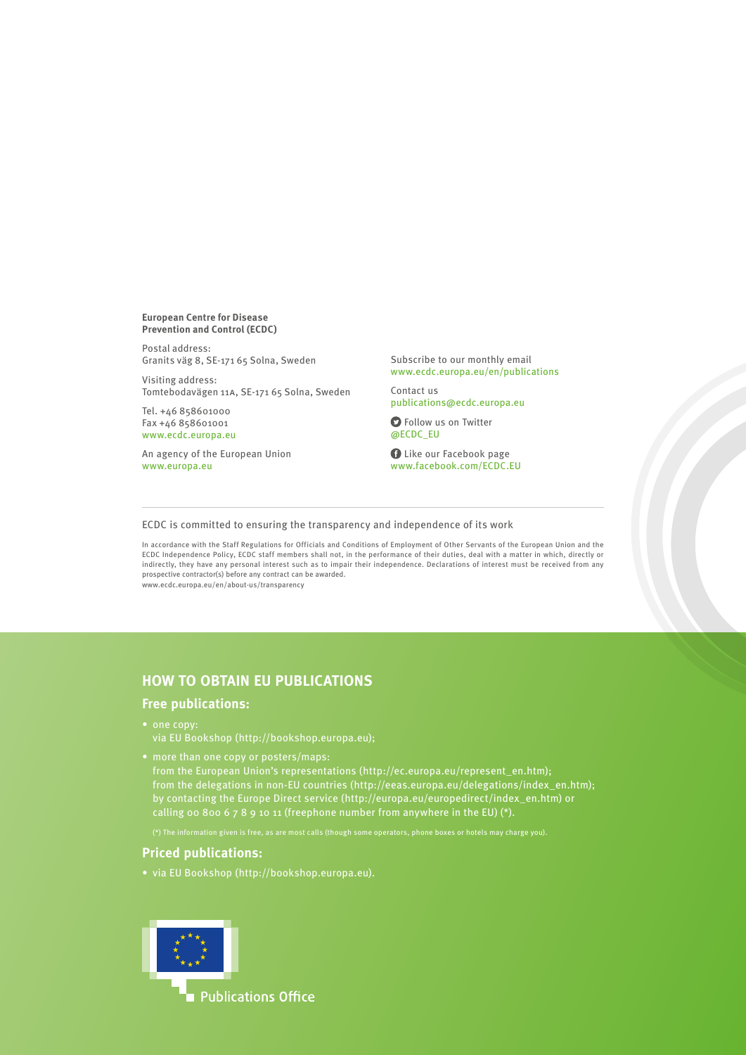**European Centre for Disease Prevention and Control (ECDC)**

Postal address:
Granits väg 8, SE-171 65 Solna, Sweden

Visiting address:
Tomtebodavägen 11A, SE-171 65 Solna, Sweden

Tel. +46 858601000
Fax +46 858601001
www.ecdc.europa.eu

An agency of the European Union
www.europa.eu

Subscribe to our monthly email
www.ecdc.europa.eu/en/publications

Contact us
publications@ecdc.europa.eu

Follow us on Twitter
@ECDC_EU

Like our Facebook page
www.facebook.com/ECDC.EU

---

ECDC is committed to ensuring the transparency and independence of its work

In accordance with the Staff Regulations for Officials and Conditions of Employment of Other Servants of the European Union and the ECDC Independence Policy, ECDC staff members shall not, in the performance of their duties, deal with a matter in which, directly or indirectly, they have any personal interest such as to impair their independence. Declarations of interest must be received from any prospective contractor(s) before any contract can be awarded.
www.ecdc.europa.eu/en/about-us/transparency

## HOW TO OBTAIN EU PUBLICATIONS

### Free publications:

- one copy:
  via EU Bookshop (http://bookshop.europa.eu);
- more than one copy or posters/maps:
  from the European Union's representations (http://ec.europa.eu/represent_en.htm);
  from the delegations in non-EU countries (http://eeas.europa.eu/delegations/index_en.htm);
  by contacting the Europe Direct service (http://europa.eu/europedirect/index_en.htm) or calling 00 800 6 7 8 9 10 11 (freephone number from anywhere in the EU) (*).

(*) The information given is free, as are most calls (though some operators, phone boxes or hotels may charge you).

### Priced publications:

- via EU Bookshop (http://bookshop.europa.eu).

Publications Office